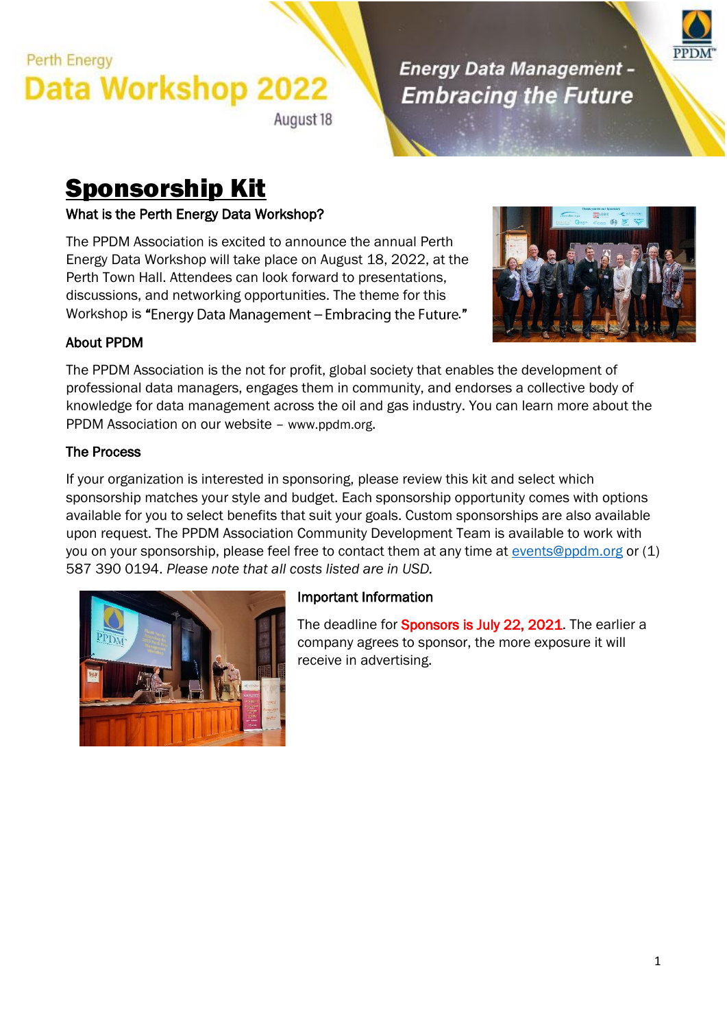Perth Energy

# Data Workshop 2022

August 18

**Energy Data Management – Embracing the Future**

PPDM

# Sponsorship Kit

### What is the Perth Energy Data Workshop?

The PPDM Association is excited to announce the annual Perth Energy Data Workshop will take place on August 18, 2022, at the Perth Town Hall. Attendees can look forward to presentations, discussions, and networking opportunities. The theme for this Workshop is "Energy Data Management – Embracing the Future."

### About PPDM

The PPDM Association is the not for profit, global society that enables the development of professional data managers, engages them in community, and endorses a collective body of knowledge for data management across the oil and gas industry. You can learn more about the PPDM Association on our website – www.ppdm.org.

### The Process

If your organization is interested in sponsoring, please review this kit and select which sponsorship matches your style and budget. Each sponsorship opportunity comes with options available for you to select benefits that suit your goals. Custom sponsorships are also available upon request. The PPDM Association Community Development Team is available to work with you on your sponsorship, please feel free to contact them at any time at events@ppdm.org or (1) 587 390 0194. *Please note that all costs listed are in USD.*

### Important Information

The deadline for **Sponsors is July 22, 2021**. The earlier a company agrees to sponsor, the more exposure it will receive in advertising.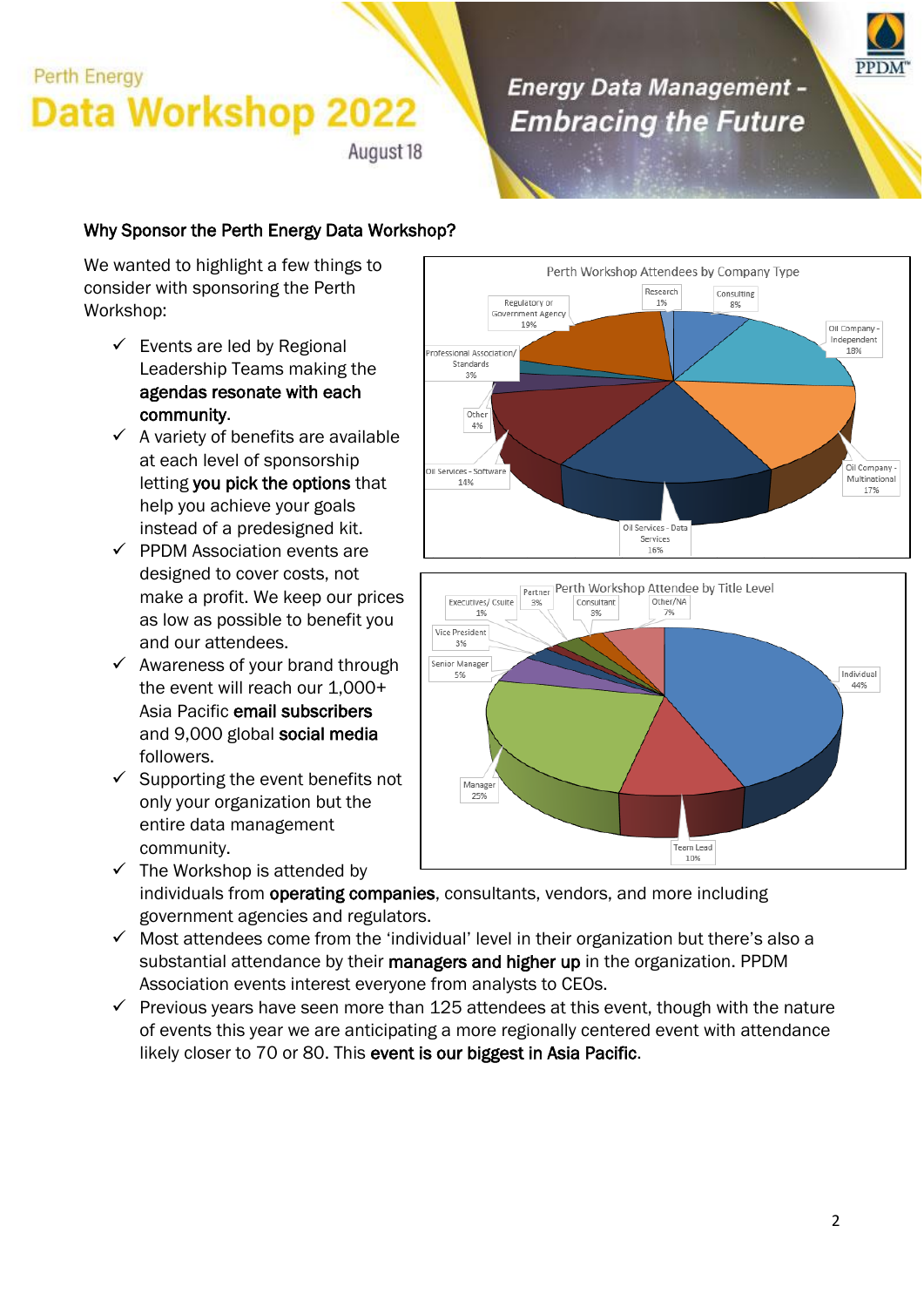## Why Sponsor the Perth Energy Data Workshop?

We wanted to highlight a few things to consider with sponsoring the Perth Workshop:

- ✓ Events are led by Regional Leadership Teams making the **agendas resonate with each community**.
- ✓ A variety of benefits are available at each level of sponsorship letting **you pick the options** that help you achieve your goals instead of a predesigned kit.
- ✓ PPDM Association events are designed to cover costs, not make a profit. We keep our prices as low as possible to benefit you and our attendees.
- ✓ Awareness of your brand through the event will reach our 1,000+ Asia Pacific **email subscribers** and 9,000 global **social media** followers.
- ✓ Supporting the event benefits not only your organization but the entire data management community.
- ✓ The Workshop is attended by individuals from **operating companies**, consultants, vendors, and more including government agencies and regulators.
- ✓ Most attendees come from the 'individual' level in their organization but there's also a substantial attendance by their **managers and higher up** in the organization. PPDM Association events interest everyone from analysts to CEOs.
- ✓ Previous years have seen more than 125 attendees at this event, though with the nature of events this year we are anticipating a more regionally centered event with attendance likely closer to 70 or 80. This **event is our biggest in Asia Pacific**.

**Perth Workshop Attendees by Company Type**

| Company Type | % |
|---|---|
| Research | 1% |
| Consulting | 8% |
| Oil Company - Independent | 18% |
| Oil Company - Multinational | 17% |
| Oil Services - Data Services | 16% |
| Oil Services - Software | 14% |
| Other | 4% |
| Professional Association/ Standards | 3% |
| Regulatory or Government Agency | 19% |

**Perth Workshop Attendee by Title Level**

| Title Level | % |
|---|---|
| Individual | 44% |
| Team Lead | 10% |
| Manager | 25% |
| Senior Manager | 5% |
| Vice President | 3% |
| Executives/ Csuite | 1% |
| Partner | 3% |
| Consultant | 3% |
| Other/NA | 7% |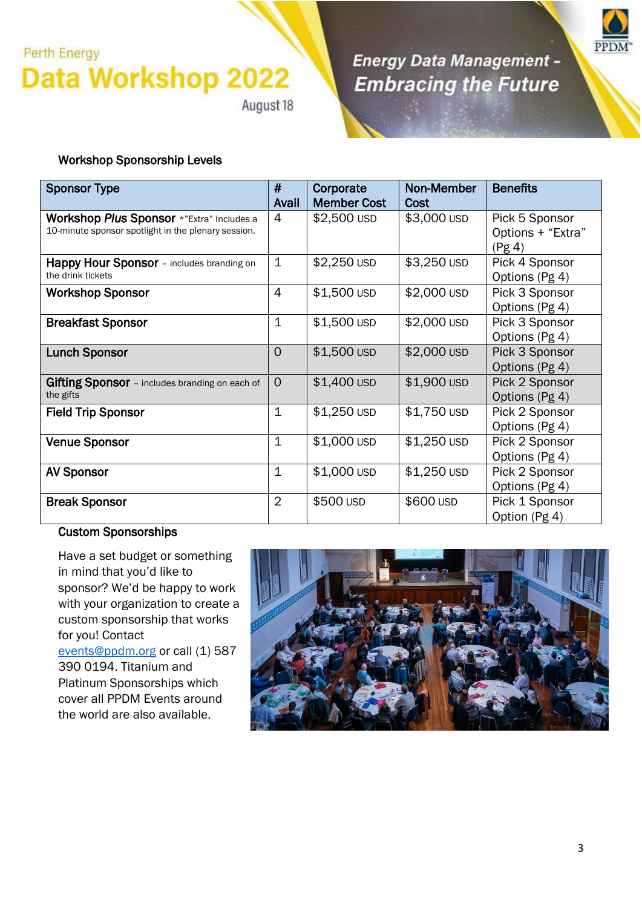Perth Energy

# Data Workshop 2022

August 18

*Energy Data Management – Embracing the Future*

## Workshop Sponsorship Levels

| Sponsor Type | # Avail | Corporate Member Cost | Non-Member Cost | Benefits |
|---|---|---|---|---|
| **Workshop *Plus* Sponsor** *"Extra" Includes a 10-minute sponsor spotlight in the plenary session. | 4 | $2,500 USD | $3,000 USD | Pick 5 Sponsor Options + "Extra" (Pg 4) |
| **Happy Hour Sponsor** – includes branding on the drink tickets | 1 | $2,250 USD | $3,250 USD | Pick 4 Sponsor Options (Pg 4) |
| **Workshop Sponsor** | 4 | $1,500 USD | $2,000 USD | Pick 3 Sponsor Options (Pg 4) |
| **Breakfast Sponsor** | 1 | $1,500 USD | $2,000 USD | Pick 3 Sponsor Options (Pg 4) |
| **Lunch Sponsor** | 0 | $1,500 USD | $2,000 USD | Pick 3 Sponsor Options (Pg 4) |
| **Gifting Sponsor** – includes branding on each of the gifts | 0 | $1,400 USD | $1,900 USD | Pick 2 Sponsor Options (Pg 4) |
| **Field Trip Sponsor** | 1 | $1,250 USD | $1,750 USD | Pick 2 Sponsor Options (Pg 4) |
| **Venue Sponsor** | 1 | $1,000 USD | $1,250 USD | Pick 2 Sponsor Options (Pg 4) |
| **AV Sponsor** | 1 | $1,000 USD | $1,250 USD | Pick 2 Sponsor Options (Pg 4) |
| **Break Sponsor** | 2 | $500 USD | $600 USD | Pick 1 Sponsor Option (Pg 4) |

## Custom Sponsorships

Have a set budget or something in mind that you'd like to sponsor? We'd be happy to work with your organization to create a custom sponsorship that works for you! Contact events@ppdm.org or call (1) 587 390 0194. Titanium and Platinum Sponsorships which cover all PPDM Events around the world are also available.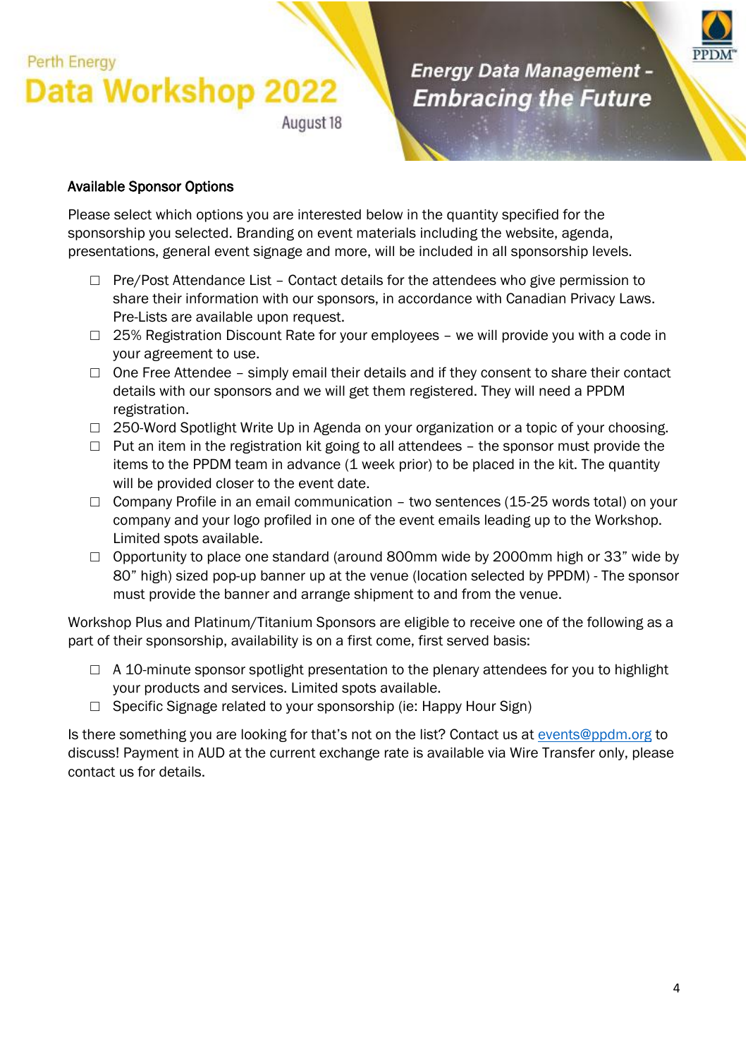**Available Sponsor Options**

Please select which options you are interested below in the quantity specified for the sponsorship you selected. Branding on event materials including the website, agenda, presentations, general event signage and more, will be included in all sponsorship levels.

- ☐ Pre/Post Attendance List – Contact details for the attendees who give permission to share their information with our sponsors, in accordance with Canadian Privacy Laws. Pre-Lists are available upon request.
- ☐ 25% Registration Discount Rate for your employees – we will provide you with a code in your agreement to use.
- ☐ One Free Attendee – simply email their details and if they consent to share their contact details with our sponsors and we will get them registered. They will need a PPDM registration.
- ☐ 250-Word Spotlight Write Up in Agenda on your organization or a topic of your choosing.
- ☐ Put an item in the registration kit going to all attendees – the sponsor must provide the items to the PPDM team in advance (1 week prior) to be placed in the kit. The quantity will be provided closer to the event date.
- ☐ Company Profile in an email communication – two sentences (15-25 words total) on your company and your logo profiled in one of the event emails leading up to the Workshop. Limited spots available.
- ☐ Opportunity to place one standard (around 800mm wide by 2000mm high or 33" wide by 80" high) sized pop-up banner up at the venue (location selected by PPDM) - The sponsor must provide the banner and arrange shipment to and from the venue.

Workshop Plus and Platinum/Titanium Sponsors are eligible to receive one of the following as a part of their sponsorship, availability is on a first come, first served basis:

- ☐ A 10-minute sponsor spotlight presentation to the plenary attendees for you to highlight your products and services. Limited spots available.
- ☐ Specific Signage related to your sponsorship (ie: Happy Hour Sign)

Is there something you are looking for that's not on the list? Contact us at events@ppdm.org to discuss! Payment in AUD at the current exchange rate is available via Wire Transfer only, please contact us for details.